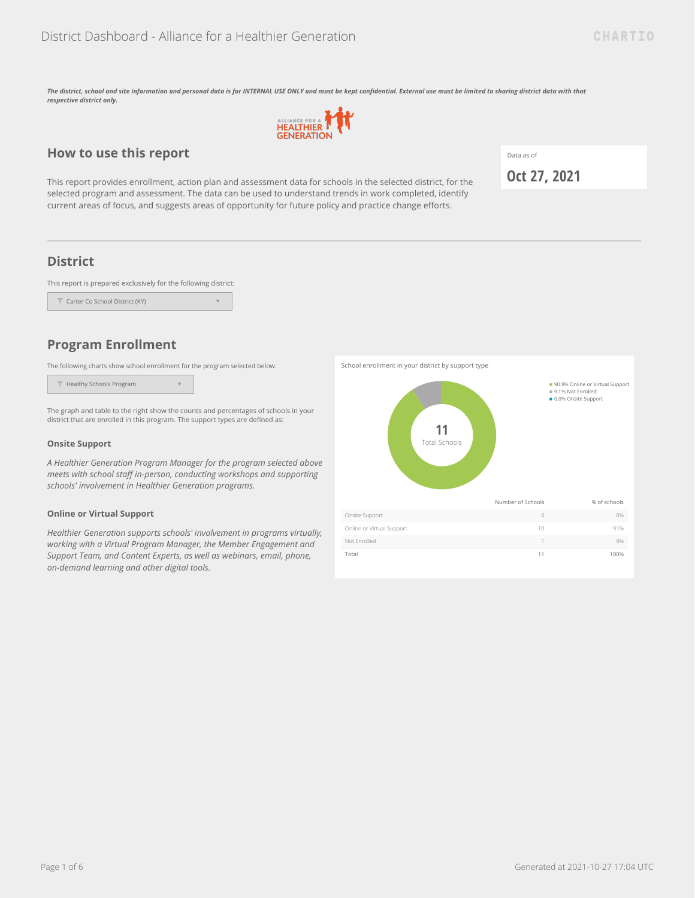# District Dashboard - Alliance for a Healthier Generation

***The district, school and site information and personal data is for INTERNAL USE ONLY and must be kept confidential. External use must be limited to sharing district data with that respective district only.***

## How to use this report

Data as of

**Oct 27, 2021**

This report provides enrollment, action plan and assessment data for schools in the selected district, for the selected program and assessment. The data can be used to understand trends in work completed, identify current areas of focus, and suggests areas of opportunity for future policy and practice change efforts.

---

## District

This report is prepared exclusively for the following district:

Carter Co School District (KY)

## Program Enrollment

The following charts show school enrollment for the program selected below.

Healthy Schools Program

The graph and table to the right show the counts and percentages of schools in your district that are enrolled in this program. The support types are defined as:

### Onsite Support

*A Healthier Generation Program Manager for the program selected above meets with school staff in-person, conducting workshops and supporting schools' involvement in Healthier Generation programs.*

### Online or Virtual Support

*Healthier Generation supports schools' involvement in programs virtually, working with a Virtual Program Manager, the Member Engagement and Support Team, and Content Experts, as well as webinars, email, phone, on-demand learning and other digital tools.*

School enrollment in your district by support type

- 90.9% Online or Virtual Support
- 9.1% Not Enrolled
- 0.0% Onsite Support

11 Total Schools

| | Number of Schools | % of schools |
|---|---|---|
| Onsite Support | 0 | 0% |
| Online or Virtual Support | 10 | 91% |
| Not Enrolled | 1 | 9% |
| Total | 11 | 100% |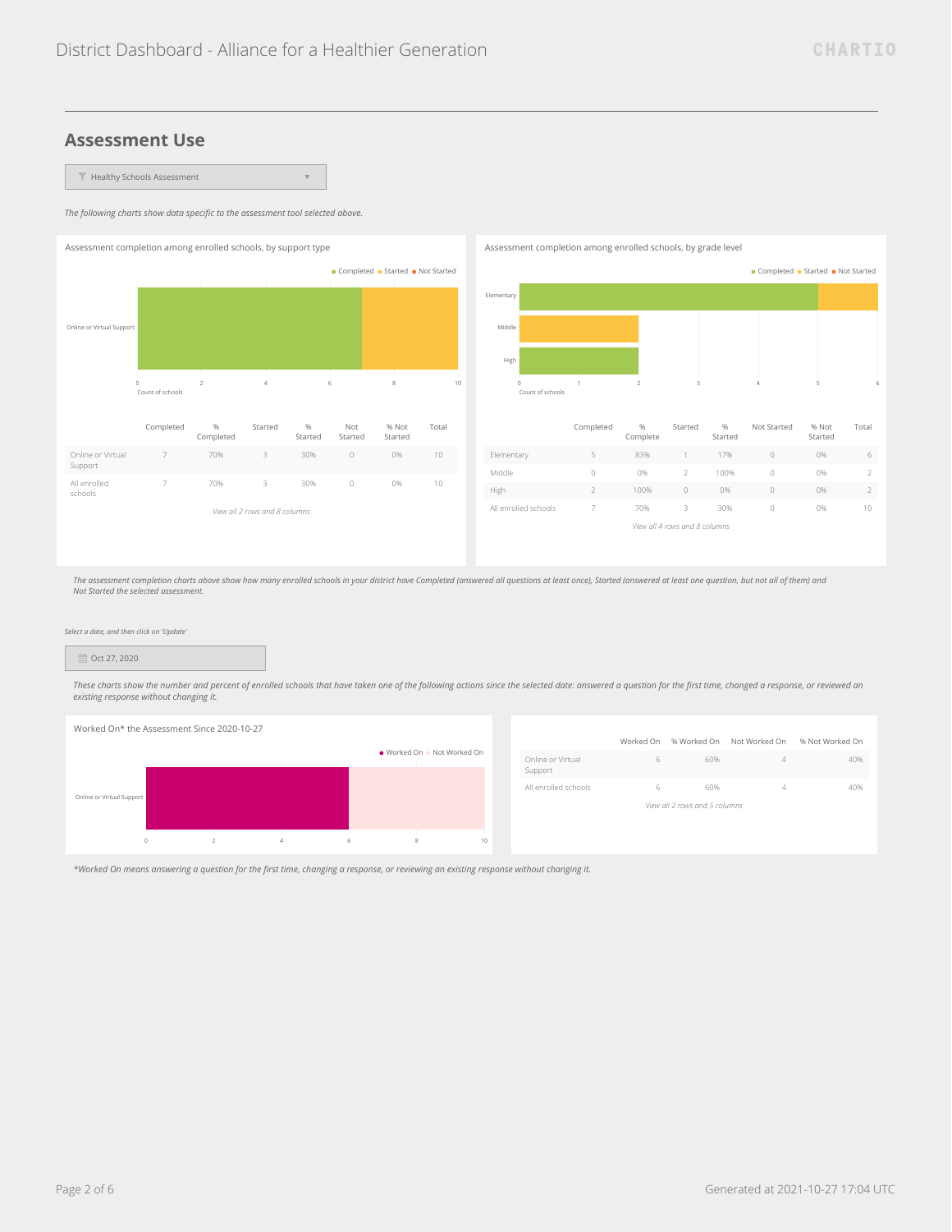# District Dashboard - Alliance for a Healthier Generation

## Assessment Use

Healthy Schools Assessment

*The following charts show data specific to the assessment tool selected above.*

### Assessment completion among enrolled schools, by support type

| | Completed | % Completed | Started | % Started | Not Started | % Not Started | Total |
|---|---|---|---|---|---|---|---|
| Online or Virtual Support | 7 | 70% | 3 | 30% | 0 | 0% | 10 |
| All enrolled schools | 7 | 70% | 3 | 30% | 0 | 0% | 10 |

*View all 2 rows and 8 columns*

### Assessment completion among enrolled schools, by grade level

| | Completed | % Complete | Started | % Started | Not Started | % Not Started | Total |
|---|---|---|---|---|---|---|---|
| Elementary | 5 | 83% | 1 | 17% | 0 | 0% | 6 |
| Middle | 0 | 0% | 2 | 100% | 0 | 0% | 2 |
| High | 2 | 100% | 0 | 0% | 0 | 0% | 2 |
| All enrolled schools | 7 | 70% | 3 | 30% | 0 | 0% | 10 |

*View all 4 rows and 8 columns*

*The assessment completion charts above show how many enrolled schools in your district have Completed (answered all questions at least once), Started (answered at least one question, but not all of them) and Not Started the selected assessment.*

*Select a date, and then click on 'Update'*

Oct 27, 2020

*These charts show the number and percent of enrolled schools that have taken one of the following actions since the selected date: answered a question for the first time, changed a response, or reviewed an existing response without changing it.*

### Worked On* the Assessment Since 2020-10-27

| | Worked On | % Worked On | Not Worked On | % Not Worked On |
|---|---|---|---|---|
| Online or Virtual Support | 6 | 60% | 4 | 40% |
| All enrolled schools | 6 | 60% | 4 | 40% |

*View all 2 rows and 5 columns*

*\*Worked On means answering a question for the first time, changing a response, or reviewing an existing response without changing it.*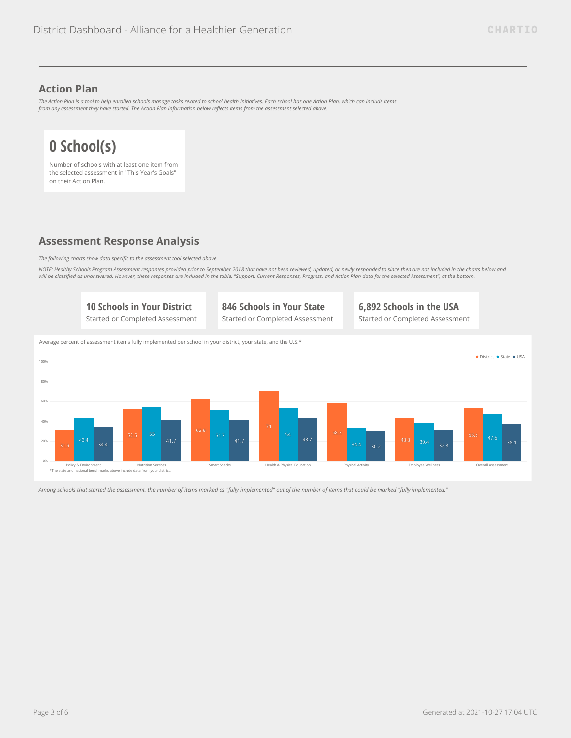## Action Plan

*The Action Plan is a tool to help enrolled schools manage tasks related to school health initiatives. Each school has one Action Plan, which can include items from any assessment they have started. The Action Plan information below reflects items from the assessment selected above.*

**0 School(s)**

Number of schools with at least one item from the selected assessment in "This Year's Goals" on their Action Plan.

## Assessment Response Analysis

*The following charts show data specific to the assessment tool selected above.*

*NOTE: Healthy Schools Program Assessment responses provided prior to September 2018 that have not been reviewed, updated, or newly responded to since then are not included in the charts below and will be classified as unanswered. However, these responses are included in the table, "Support, Current Responses, Progress, and Action Plan data for the selected Assessment", at the bottom.*

**10 Schools in Your District**
Started or Completed Assessment

**846 Schools in Your State**
Started or Completed Assessment

**6,892 Schools in the USA**
Started or Completed Assessment

Average percent of assessment items fully implemented per school in your district, your state, and the U.S.*

| | District | State | USA |
|---|---|---|---|
| Policy & Environment | 31.9 | 43.4 | 34.4 |
| Nutrition Services | 52.5 | 55 | 41.7 |
| Smart Snacks | 62.9 | 51.7 | 41.7 |
| Health & Physical Education | 71 | 54 | 43.7 |
| Physical Activity | 58.3 | 34.4 | 30.2 |
| Employee Wellness | 43.3 | 39.4 | 32.3 |
| Overall Assessment | 53.5 | 47.6 | 38.1 |

*The state and national benchmarks above include data from your district.

*Among schools that started the assessment, the number of items marked as "fully implemented" out of the number of items that could be marked "fully implemented."*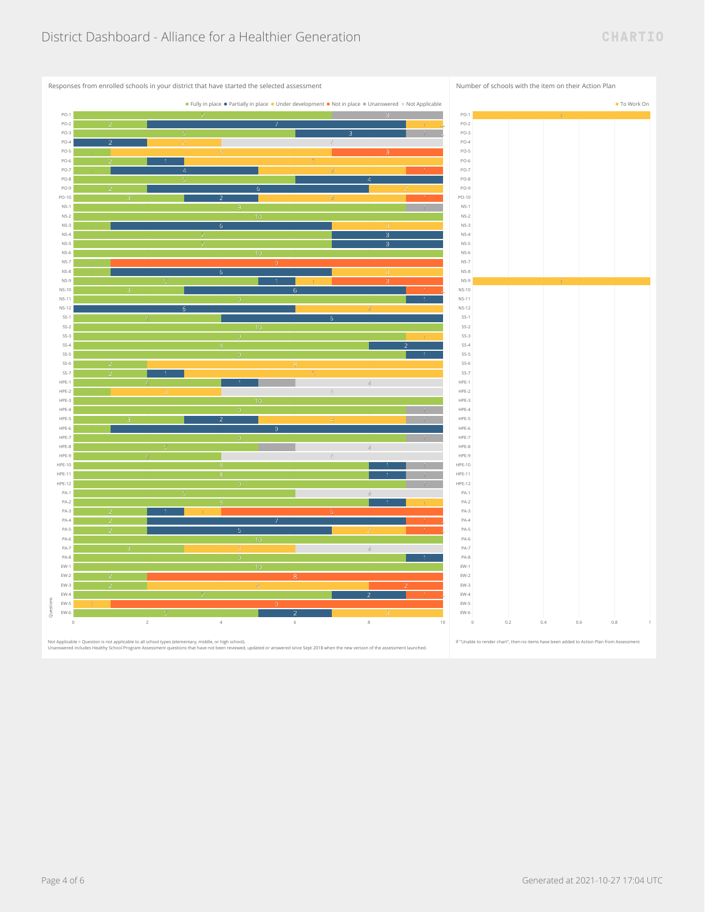# District Dashboard - Alliance for a Healthier Generation

Responses from enrolled schools in your district that have started the selected assessment

Fully in place • Partially in place • Under development • Not in place • Unanswered • Not Applicable

| Question | Fully in place | Partially in place | Under development | Not in place | Unanswered | Not Applicable |
|---|---|---|---|---|---|---|
| PO-1 | 7 | | | | 3 | |
| PO-2 | 2 | 7 | 1 | | | |
| PO-3 | 6 | 3 | | | 1 | |
| PO-4 | | 2 | 2 | | | 6 |
| PO-5 | 1 | | 6 | 3 | | |
| PO-6 | 2 | 1 | 7 | | | |
| PO-7 | 1 | 4 | 4 | 1 | | |
| PO-8 | 6 | 4 | | | | |
| PO-9 | 2 | 6 | 2 | | | |
| PO-10 | 3 | 2 | 4 | 1 | | |
| NS-1 | 9 | | | | 1 | |
| NS-2 | 10 | | | | | |
| NS-3 | 1 | 6 | 3 | | | |
| NS-4 | 7 | 3 | | | | |
| NS-5 | 7 | 3 | | | | |
| NS-6 | 10 | | | | | |
| NS-7 | 1 | | | 9 | | |
| NS-8 | 1 | 6 | 3 | | | |
| NS-9 | 5 | 1 | 1 | 3 | | |
| NS-10 | 3 | 6 | | 1 | | |
| NS-11 | 9 | 1 | | | | |
| NS-12 | | 6 | 4 | | | |
| SS-1 | 4 | 6 | | | | |
| SS-2 | 10 | | | | | |
| SS-3 | 9 | | 1 | | | |
| SS-4 | 8 | 2 | | | | |
| SS-5 | 9 | 1 | | | | |
| SS-6 | 2 | | 8 | | | |
| SS-7 | 2 | 1 | 7 | | | |
| HPE-1 | 4 | 1 | | | 1 | 4 |
| HPE-2 | 1 | | 3 | | | 6 |
| HPE-3 | 10 | | | | | |
| HPE-4 | 9 | | | | 1 | |
| HPE-5 | 3 | 2 | 4 | | 1 | |
| HPE-6 | 1 | 9 | | | | |
| HPE-7 | 9 | | | | 1 | |
| HPE-8 | 5 | | | | 1 | 4 |
| HPE-9 | 4 | | | | | 6 |
| HPE-10 | 8 | 1 | | | 1 | |
| HPE-11 | 8 | 1 | | | 1 | |
| HPE-12 | 9 | | | | 1 | |
| PA-1 | 6 | | | | | 4 |
| PA-2 | 8 | 1 | 1 | | | |
| PA-3 | 2 | 1 | 1 | 6 | | |
| PA-4 | 2 | 7 | | 1 | | |
| PA-5 | 2 | 5 | 2 | 1 | | |
| PA-6 | 10 | | | | | |
| PA-7 | 3 | | 3 | | | 4 |
| PA-8 | 9 | 1 | | | | |
| EW-1 | 10 | | | | | |
| EW-2 | 2 | | | 8 | | |
| EW-3 | 2 | | 6 | 2 | | |
| EW-4 | 7 | 2 | | 1 | | |
| EW-5 | | | 1 | 9 | | |
| EW-6 | 5 | 2 | 3 | | | |

Not Applicable = Question is not applicable to all school types (elementary, middle, or high school).
Unanswered includes Healthy School Program Assessment questions that have not been reviewed, updated or answered since Sept 2018 when the new version of the assessment launched.

Number of schools with the item on their Action Plan

| Question | To Work On |
|---|---|
| PO-1 | 1 |
| NS-9 | 1 |

If "Unable to render chart", then no items have been added to Action Plan from Assessment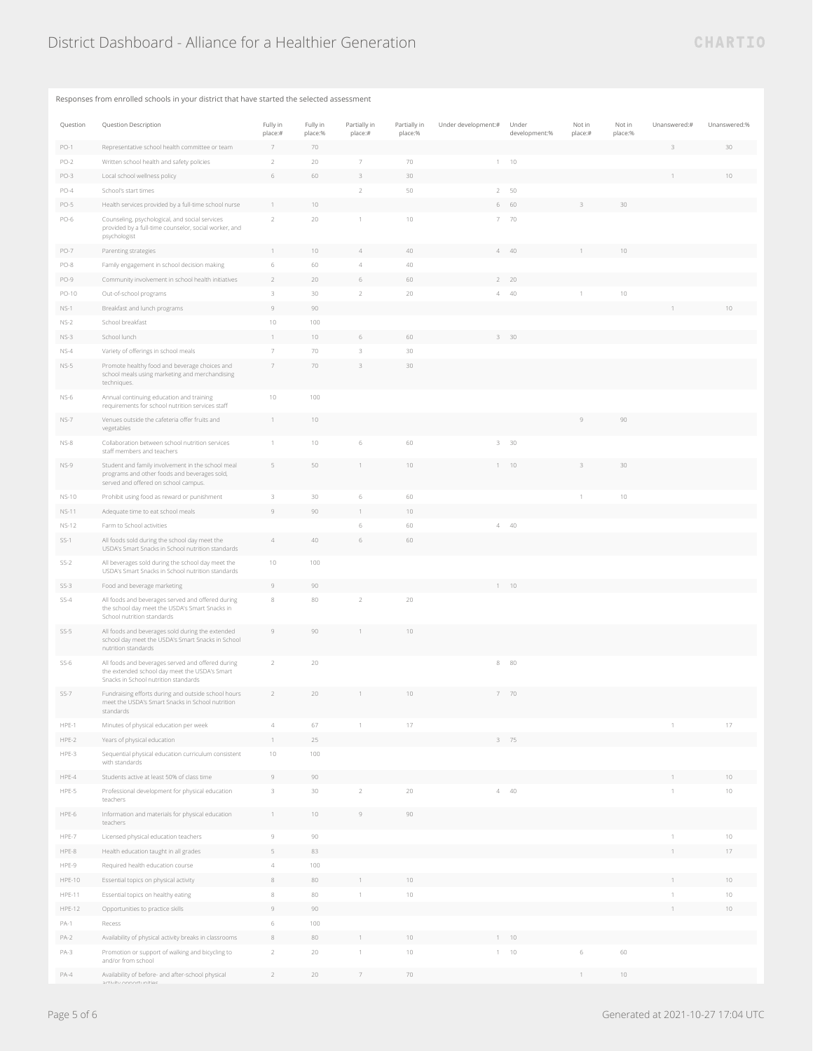# District Dashboard - Alliance for a Healthier Generation

Responses from enrolled schools in your district that have started the selected assessment

| Question | Question Description | Fully in place:# | Fully in place:% | Partially in place:# | Partially in place:% | Under development:# | Under development:% | Not in place:# | Not in place:% | Unanswered:# | Unanswered:% |
|---|---|---|---|---|---|---|---|---|---|---|---|
| PO-1 | Representative school health committee or team | 7 | 70 | | | | | | | 3 | 30 |
| PO-2 | Written school health and safety policies | 2 | 20 | 7 | 70 | 1 | 10 | | | | |
| PO-3 | Local school wellness policy | 6 | 60 | 3 | 30 | | | | | 1 | 10 |
| PO-4 | School's start times | | | 2 | 50 | 2 | 50 | | | | |
| PO-5 | Health services provided by a full-time school nurse | 1 | 10 | | | 6 | 60 | 3 | 30 | | |
| PO-6 | Counseling, psychological, and social services provided by a full-time counselor, social worker, and psychologist | 2 | 20 | 1 | 10 | 7 | 70 | | | | |
| PO-7 | Parenting strategies | 1 | 10 | 4 | 40 | 4 | 40 | 1 | 10 | | |
| PO-8 | Family engagement in school decision making | 6 | 60 | 4 | 40 | | | | | | |
| PO-9 | Community involvement in school health initiatives | 2 | 20 | 6 | 60 | 2 | 20 | | | | |
| PO-10 | Out-of-school programs | 3 | 30 | 2 | 20 | 4 | 40 | 1 | 10 | | |
| NS-1 | Breakfast and lunch programs | 9 | 90 | | | | | | | 1 | 10 |
| NS-2 | School breakfast | 10 | 100 | | | | | | | | |
| NS-3 | School lunch | 1 | 10 | 6 | 60 | 3 | 30 | | | | |
| NS-4 | Variety of offerings in school meals | 7 | 70 | 3 | 30 | | | | | | |
| NS-5 | Promote healthy food and beverage choices and school meals using marketing and merchandising techniques. | 7 | 70 | 3 | 30 | | | | | | |
| NS-6 | Annual continuing education and training requirements for school nutrition services staff | 10 | 100 | | | | | | | | |
| NS-7 | Venues outside the cafeteria offer fruits and vegetables | 1 | 10 | | | | | 9 | 90 | | |
| NS-8 | Collaboration between school nutrition services staff members and teachers | 1 | 10 | 6 | 60 | 3 | 30 | | | | |
| NS-9 | Student and family involvement in the school meal programs and other foods and beverages sold, served and offered on school campus. | 5 | 50 | 1 | 10 | 1 | 10 | 3 | 30 | | |
| NS-10 | Prohibit using food as reward or punishment | 3 | 30 | 6 | 60 | | | 1 | 10 | | |
| NS-11 | Adequate time to eat school meals | 9 | 90 | 1 | 10 | | | | | | |
| NS-12 | Farm to School activities | | | 6 | 60 | 4 | 40 | | | | |
| SS-1 | All foods sold during the school day meet the USDA's Smart Snacks in School nutrition standards | 4 | 40 | 6 | 60 | | | | | | |
| SS-2 | All beverages sold during the school day meet the USDA's Smart Snacks in School nutrition standards | 10 | 100 | | | | | | | | |
| SS-3 | Food and beverage marketing | 9 | 90 | | | 1 | 10 | | | | |
| SS-4 | All foods and beverages served and offered during the school day meet the USDA's Smart Snacks in School nutrition standards | 8 | 80 | 2 | 20 | | | | | | |
| SS-5 | All foods and beverages sold during the extended school day meet the USDA's Smart Snacks in School nutrition standards | 9 | 90 | 1 | 10 | | | | | | |
| SS-6 | All foods and beverages served and offered during the extended school day meet the USDA's Smart Snacks in School nutrition standards | 2 | 20 | | | 8 | 80 | | | | |
| SS-7 | Fundraising efforts during and outside school hours meet the USDA's Smart Snacks in School nutrition standards | 2 | 20 | 1 | 10 | 7 | 70 | | | | |
| HPE-1 | Minutes of physical education per week | 4 | 67 | 1 | 17 | | | | | 1 | 17 |
| HPE-2 | Years of physical education | 1 | 25 | | | 3 | 75 | | | | |
| HPE-3 | Sequential physical education curriculum consistent with standards | 10 | 100 | | | | | | | | |
| HPE-4 | Students active at least 50% of class time | 9 | 90 | | | | | | | 1 | 10 |
| HPE-5 | Professional development for physical education teachers | 3 | 30 | 2 | 20 | 4 | 40 | | | 1 | 10 |
| HPE-6 | Information and materials for physical education teachers | 1 | 10 | 9 | 90 | | | | | | |
| HPE-7 | Licensed physical education teachers | 9 | 90 | | | | | | | 1 | 10 |
| HPE-8 | Health education taught in all grades | 5 | 83 | | | | | | | 1 | 17 |
| HPE-9 | Required health education course | 4 | 100 | | | | | | | | |
| HPE-10 | Essential topics on physical activity | 8 | 80 | 1 | 10 | | | | | 1 | 10 |
| HPE-11 | Essential topics on healthy eating | 8 | 80 | 1 | 10 | | | | | 1 | 10 |
| HPE-12 | Opportunities to practice skills | 9 | 90 | | | | | | | 1 | 10 |
| PA-1 | Recess | 6 | 100 | | | | | | | | |
| PA-2 | Availability of physical activity breaks in classrooms | 8 | 80 | 1 | 10 | 1 | 10 | | | | |
| PA-3 | Promotion or support of walking and bicycling to and/or from school | 2 | 20 | 1 | 10 | 1 | 10 | 6 | 60 | | |
| PA-4 | Availability of before- and after-school physical activity opportunities | 2 | 20 | 7 | 70 | | | 1 | 10 | | |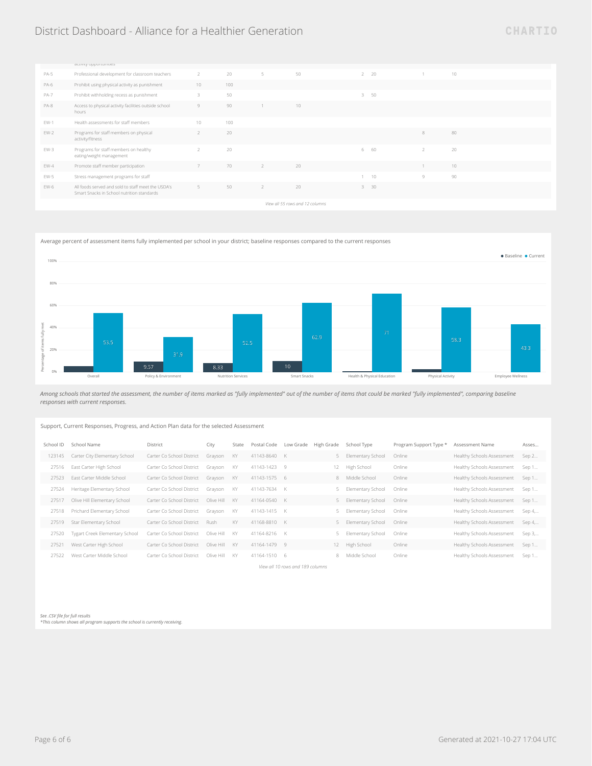| | | | | | | | | | |
|---|---|---|---|---|---|---|---|---|---|
| | activity opportunities | | | | | | | | |
| PA-5 | Professional development for classroom teachers | 2 | 20 | 5 | 50 | 2 | 20 | 1 | 10 |
| PA-6 | Prohibit using physical activity as punishment | 10 | 100 | | | | | | |
| PA-7 | Prohibit withholding recess as punishment | 3 | 50 | | | 3 | 50 | | |
| PA-8 | Access to physical activity facilities outside school hours | 9 | 90 | 1 | 10 | | | | |
| EW-1 | Health assessments for staff members | 10 | 100 | | | | | | |
| EW-2 | Programs for staff members on physical activity/fitness | 2 | 20 | | | | | 8 | 80 |
| EW-3 | Programs for staff members on healthy eating/weight management | 2 | 20 | | | 6 | 60 | 2 | 20 |
| EW-4 | Promote staff member participation | 7 | 70 | 2 | 20 | | | 1 | 10 |
| EW-5 | Stress management programs for staff | | | | | 1 | 10 | 9 | 90 |
| EW-6 | All foods served and sold to staff meet the USDA's Smart Snacks in School nutrition standards | 5 | 50 | 2 | 20 | 3 | 30 | | |

*View all 55 rows and 12 columns*

Average percent of assessment items fully implemented per school in your district; baseline responses compared to the current responses

● Baseline ● Current

100%
80%
60%
40%
20%
0%

Percentage of items fully met

53.5
9.57
31.9
8.33
52.5
10
62.9
71
58.3
43.3

Overall
Policy & Environment
Nutrition Services
Smart Snacks
Health & Physical Education
Physical Activity
Employee Wellness

*Among schools that started the assessment, the number of items marked as "fully implemented" out of the number of items that could be marked "fully implemented", comparing baseline responses with current responses.*

Support, Current Responses, Progress, and Action Plan data for the selected Assessment

| School ID | School Name | District | City | State | Postal Code | Low Grade | High Grade | School Type | Program Support Type * | Assessment Name | Asses... |
|---|---|---|---|---|---|---|---|---|---|---|---|
| 123145 | Carter City Elementary School | Carter Co School District | Grayson | KY | 41143-8640 | K | 5 | Elementary School | Online | Healthy Schools Assessment | Sep 2... |
| 27516 | East Carter High School | Carter Co School District | Grayson | KY | 41143-1423 | 9 | 12 | High School | Online | Healthy Schools Assessment | Sep 1... |
| 27523 | East Carter Middle School | Carter Co School District | Grayson | KY | 41143-1575 | 6 | 8 | Middle School | Online | Healthy Schools Assessment | Sep 1... |
| 27524 | Heritage Elementary School | Carter Co School District | Grayson | KY | 41143-7634 | K | 5 | Elementary School | Online | Healthy Schools Assessment | Sep 1... |
| 27517 | Olive Hill Elementary School | Carter Co School District | Olive Hill | KY | 41164-0540 | K | 5 | Elementary School | Online | Healthy Schools Assessment | Sep 1... |
| 27518 | Prichard Elementary School | Carter Co School District | Grayson | KY | 41143-1415 | K | 5 | Elementary School | Online | Healthy Schools Assessment | Sep 4,... |
| 27519 | Star Elementary School | Carter Co School District | Rush | KY | 41168-8810 | K | 5 | Elementary School | Online | Healthy Schools Assessment | Sep 4,... |
| 27520 | Tygart Creek Elementary School | Carter Co School District | Olive Hill | KY | 41164-8216 | K | 5 | Elementary School | Online | Healthy Schools Assessment | Sep 3,... |
| 27521 | West Carter High School | Carter Co School District | Olive Hill | KY | 41164-1479 | 9 | 12 | High School | Online | Healthy Schools Assessment | Sep 1... |
| 27522 | West Carter Middle School | Carter Co School District | Olive Hill | KY | 41164-1510 | 6 | 8 | Middle School | Online | Healthy Schools Assessment | Sep 1... |

*View all 10 rows and 189 columns*

*See .CSV file for full results*
**This column shows all program supports the school is currently receiving.*